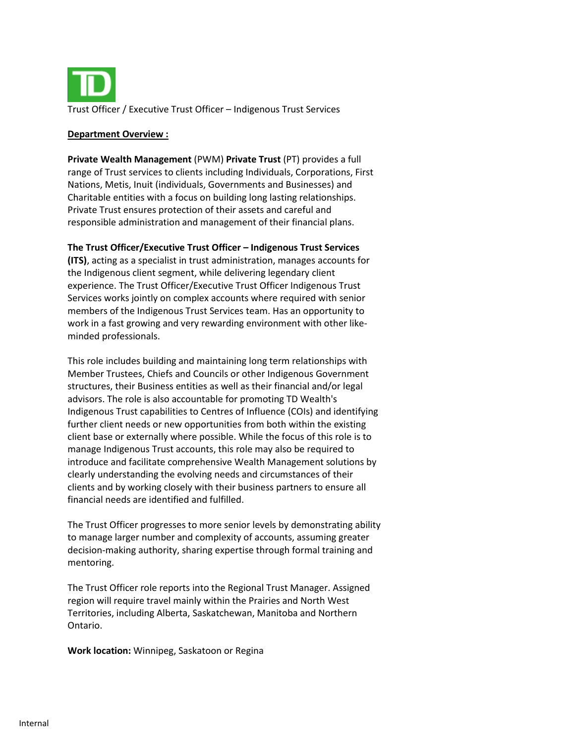Trust Officer / Executive Trust Officer – Indigenous Trust Services

## Department Overview :

**Private Wealth Management** (PWM) **Private Trust** (PT) provides a full range of Trust services to clients including Individuals, Corporations, First Nations, Metis, Inuit (individuals, Governments and Businesses) and Charitable entities with a focus on building long lasting relationships. Private Trust ensures protection of their assets and careful and responsible administration and management of their financial plans.

**The Trust Officer/Executive Trust Officer – Indigenous Trust Services (ITS)**, acting as a specialist in trust administration, manages accounts for the Indigenous client segment, while delivering legendary client experience. The Trust Officer/Executive Trust Officer Indigenous Trust Services works jointly on complex accounts where required with senior members of the Indigenous Trust Services team. Has an opportunity to work in a fast growing and very rewarding environment with other like-minded professionals.

This role includes building and maintaining long term relationships with Member Trustees, Chiefs and Councils or other Indigenous Government structures, their Business entities as well as their financial and/or legal advisors. The role is also accountable for promoting TD Wealth's Indigenous Trust capabilities to Centres of Influence (COIs) and identifying further client needs or new opportunities from both within the existing client base or externally where possible. While the focus of this role is to manage Indigenous Trust accounts, this role may also be required to introduce and facilitate comprehensive Wealth Management solutions by clearly understanding the evolving needs and circumstances of their clients and by working closely with their business partners to ensure all financial needs are identified and fulfilled.

The Trust Officer progresses to more senior levels by demonstrating ability to manage larger number and complexity of accounts, assuming greater decision-making authority, sharing expertise through formal training and mentoring.

The Trust Officer role reports into the Regional Trust Manager. Assigned region will require travel mainly within the Prairies and North West Territories, including Alberta, Saskatchewan, Manitoba and Northern Ontario.

**Work location:** Winnipeg, Saskatoon or Regina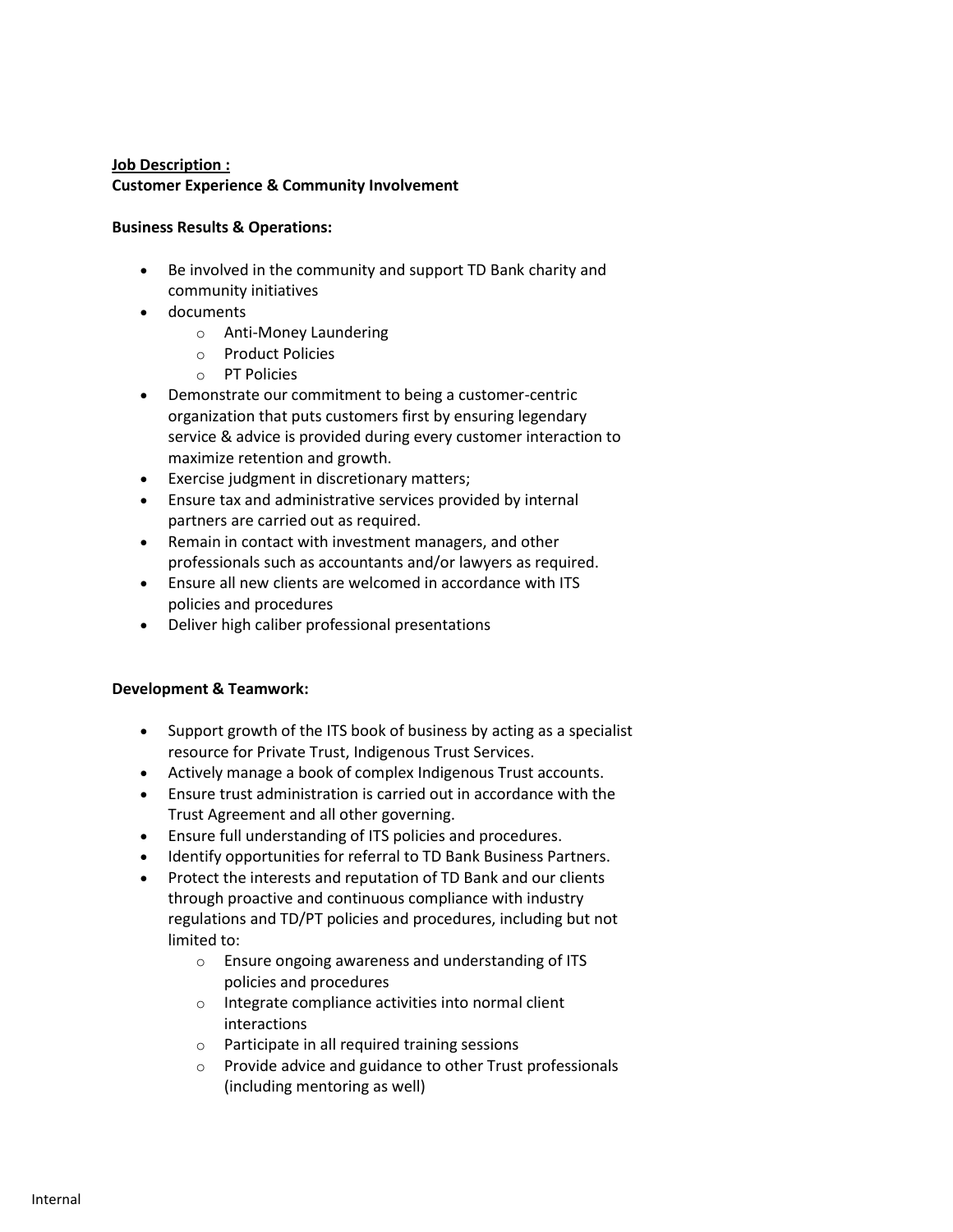**<u>Job Description :</u>**
**Customer Experience & Community Involvement**

**Business Results & Operations:**

- Be involved in the community and support TD Bank charity and community initiatives
- documents
  - Anti-Money Laundering
  - Product Policies
  - PT Policies
- Demonstrate our commitment to being a customer-centric organization that puts customers first by ensuring legendary service & advice is provided during every customer interaction to maximize retention and growth.
- Exercise judgment in discretionary matters;
- Ensure tax and administrative services provided by internal partners are carried out as required.
- Remain in contact with investment managers, and other professionals such as accountants and/or lawyers as required.
- Ensure all new clients are welcomed in accordance with ITS policies and procedures
- Deliver high caliber professional presentations

**Development & Teamwork:**

- Support growth of the ITS book of business by acting as a specialist resource for Private Trust, Indigenous Trust Services.
- Actively manage a book of complex Indigenous Trust accounts.
- Ensure trust administration is carried out in accordance with the Trust Agreement and all other governing.
- Ensure full understanding of ITS policies and procedures.
- Identify opportunities for referral to TD Bank Business Partners.
- Protect the interests and reputation of TD Bank and our clients through proactive and continuous compliance with industry regulations and TD/PT policies and procedures, including but not limited to:
  - Ensure ongoing awareness and understanding of ITS policies and procedures
  - Integrate compliance activities into normal client interactions
  - Participate in all required training sessions
  - Provide advice and guidance to other Trust professionals (including mentoring as well)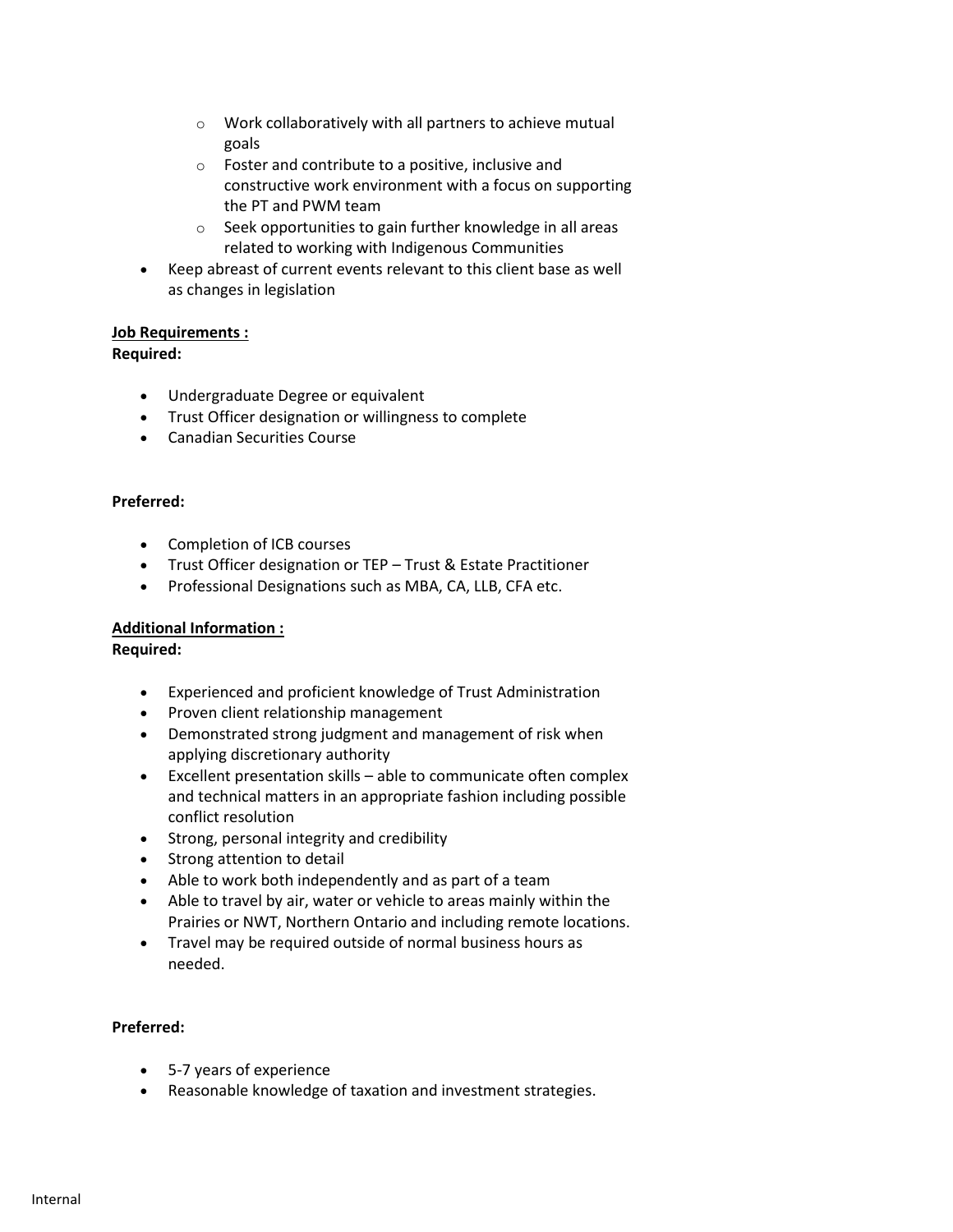- Work collaboratively with all partners to achieve mutual goals
    - Foster and contribute to a positive, inclusive and constructive work environment with a focus on supporting the PT and PWM team
    - Seek opportunities to gain further knowledge in all areas related to working with Indigenous Communities
- Keep abreast of current events relevant to this client base as well as changes in legislation

**<u>Job Requirements :</u>**
**Required:**

- Undergraduate Degree or equivalent
- Trust Officer designation or willingness to complete
- Canadian Securities Course

**Preferred:**

- Completion of ICB courses
- Trust Officer designation or TEP – Trust & Estate Practitioner
- Professional Designations such as MBA, CA, LLB, CFA etc.

**<u>Additional Information :</u>**
**Required:**

- Experienced and proficient knowledge of Trust Administration
- Proven client relationship management
- Demonstrated strong judgment and management of risk when applying discretionary authority
- Excellent presentation skills – able to communicate often complex and technical matters in an appropriate fashion including possible conflict resolution
- Strong, personal integrity and credibility
- Strong attention to detail
- Able to work both independently and as part of a team
- Able to travel by air, water or vehicle to areas mainly within the Prairies or NWT, Northern Ontario and including remote locations.
- Travel may be required outside of normal business hours as needed.

**Preferred:**

- 5-7 years of experience
- Reasonable knowledge of taxation and investment strategies.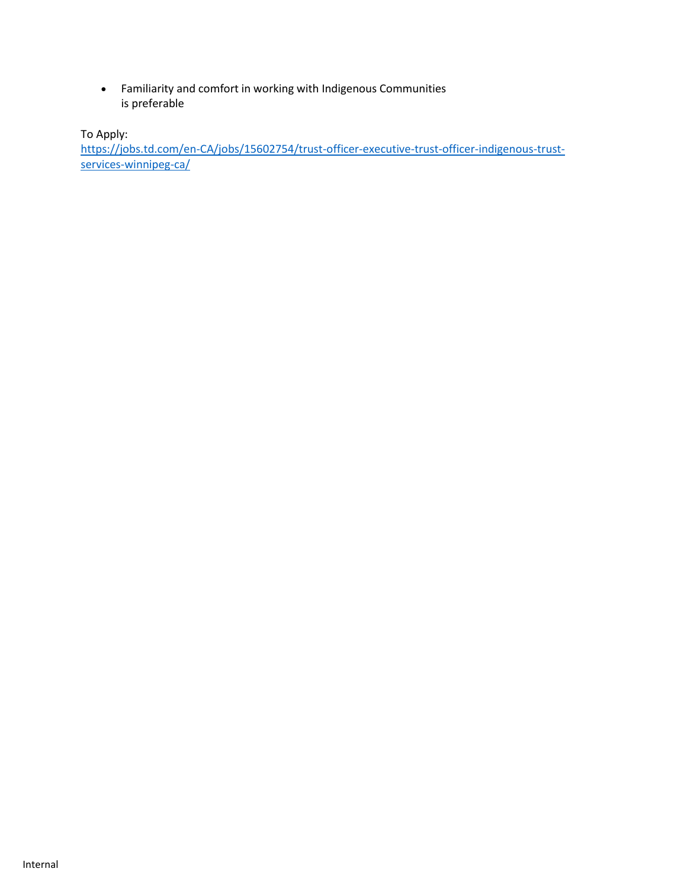- Familiarity and comfort in working with Indigenous Communities is preferable

To Apply:
https://jobs.td.com/en-CA/jobs/15602754/trust-officer-executive-trust-officer-indigenous-trust-services-winnipeg-ca/